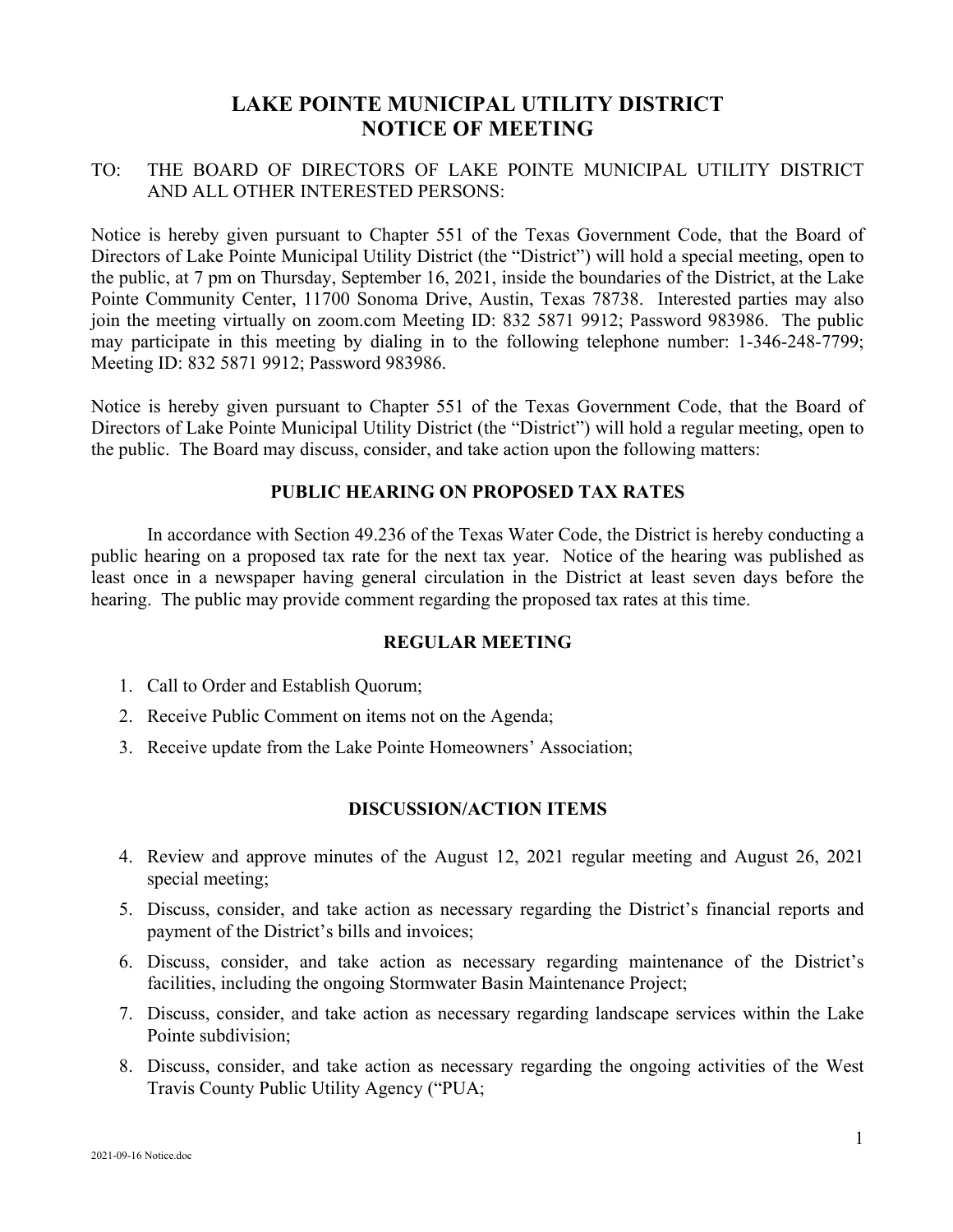# LAKE POINTE MUNICIPAL UTILITY DISTRICT
# NOTICE OF MEETING

TO: THE BOARD OF DIRECTORS OF LAKE POINTE MUNICIPAL UTILITY DISTRICT AND ALL OTHER INTERESTED PERSONS:

Notice is hereby given pursuant to Chapter 551 of the Texas Government Code, that the Board of Directors of Lake Pointe Municipal Utility District (the "District") will hold a special meeting, open to the public, at 7 pm on Thursday, September 16, 2021, inside the boundaries of the District, at the Lake Pointe Community Center, 11700 Sonoma Drive, Austin, Texas 78738. Interested parties may also join the meeting virtually on zoom.com Meeting ID: 832 5871 9912; Password 983986. The public may participate in this meeting by dialing in to the following telephone number: 1-346-248-7799; Meeting ID: 832 5871 9912; Password 983986.

Notice is hereby given pursuant to Chapter 551 of the Texas Government Code, that the Board of Directors of Lake Pointe Municipal Utility District (the "District") will hold a regular meeting, open to the public. The Board may discuss, consider, and take action upon the following matters:

## PUBLIC HEARING ON PROPOSED TAX RATES

In accordance with Section 49.236 of the Texas Water Code, the District is hereby conducting a public hearing on a proposed tax rate for the next tax year. Notice of the hearing was published as least once in a newspaper having general circulation in the District at least seven days before the hearing. The public may provide comment regarding the proposed tax rates at this time.

## REGULAR MEETING

1. Call to Order and Establish Quorum;
2. Receive Public Comment on items not on the Agenda;
3. Receive update from the Lake Pointe Homeowners' Association;

## DISCUSSION/ACTION ITEMS

4. Review and approve minutes of the August 12, 2021 regular meeting and August 26, 2021 special meeting;
5. Discuss, consider, and take action as necessary regarding the District's financial reports and payment of the District's bills and invoices;
6. Discuss, consider, and take action as necessary regarding maintenance of the District's facilities, including the ongoing Stormwater Basin Maintenance Project;
7. Discuss, consider, and take action as necessary regarding landscape services within the Lake Pointe subdivision;
8. Discuss, consider, and take action as necessary regarding the ongoing activities of the West Travis County Public Utility Agency ("PUA;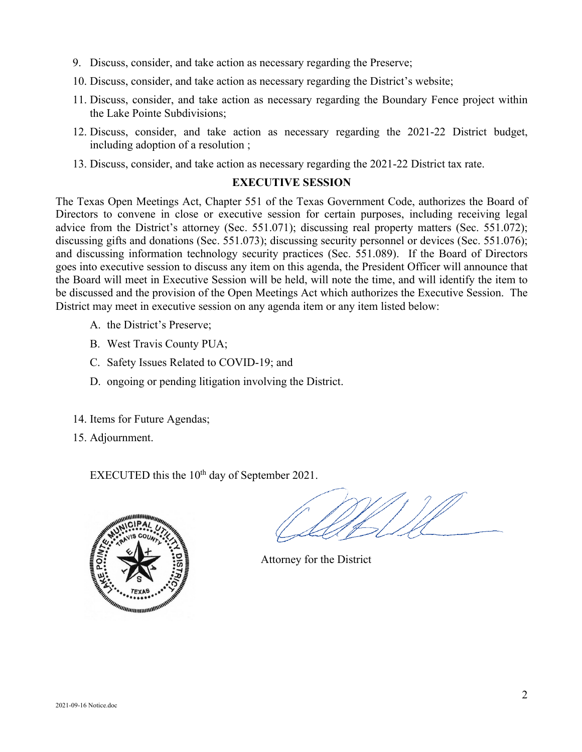9. Discuss, consider, and take action as necessary regarding the Preserve;
10. Discuss, consider, and take action as necessary regarding the District's website;
11. Discuss, consider, and take action as necessary regarding the Boundary Fence project within the Lake Pointe Subdivisions;
12. Discuss, consider, and take action as necessary regarding the 2021-22 District budget, including adoption of a resolution ;
13. Discuss, consider, and take action as necessary regarding the 2021-22 District tax rate.

**EXECUTIVE SESSION**

The Texas Open Meetings Act, Chapter 551 of the Texas Government Code, authorizes the Board of Directors to convene in close or executive session for certain purposes, including receiving legal advice from the District's attorney (Sec. 551.071); discussing real property matters (Sec. 551.072); discussing gifts and donations (Sec. 551.073); discussing security personnel or devices (Sec. 551.076); and discussing information technology security practices (Sec. 551.089). If the Board of Directors goes into executive session to discuss any item on this agenda, the President Officer will announce that the Board will meet in Executive Session will be held, will note the time, and will identify the item to be discussed and the provision of the Open Meetings Act which authorizes the Executive Session. The District may meet in executive session on any agenda item or any item listed below:

A. the District's Preserve;
B. West Travis County PUA;
C. Safety Issues Related to COVID-19; and
D. ongoing or pending litigation involving the District.

14. Items for Future Agendas;
15. Adjournment.

EXECUTED this the 10th day of September 2021.

Attorney for the District

2021-09-16 Notice.doc